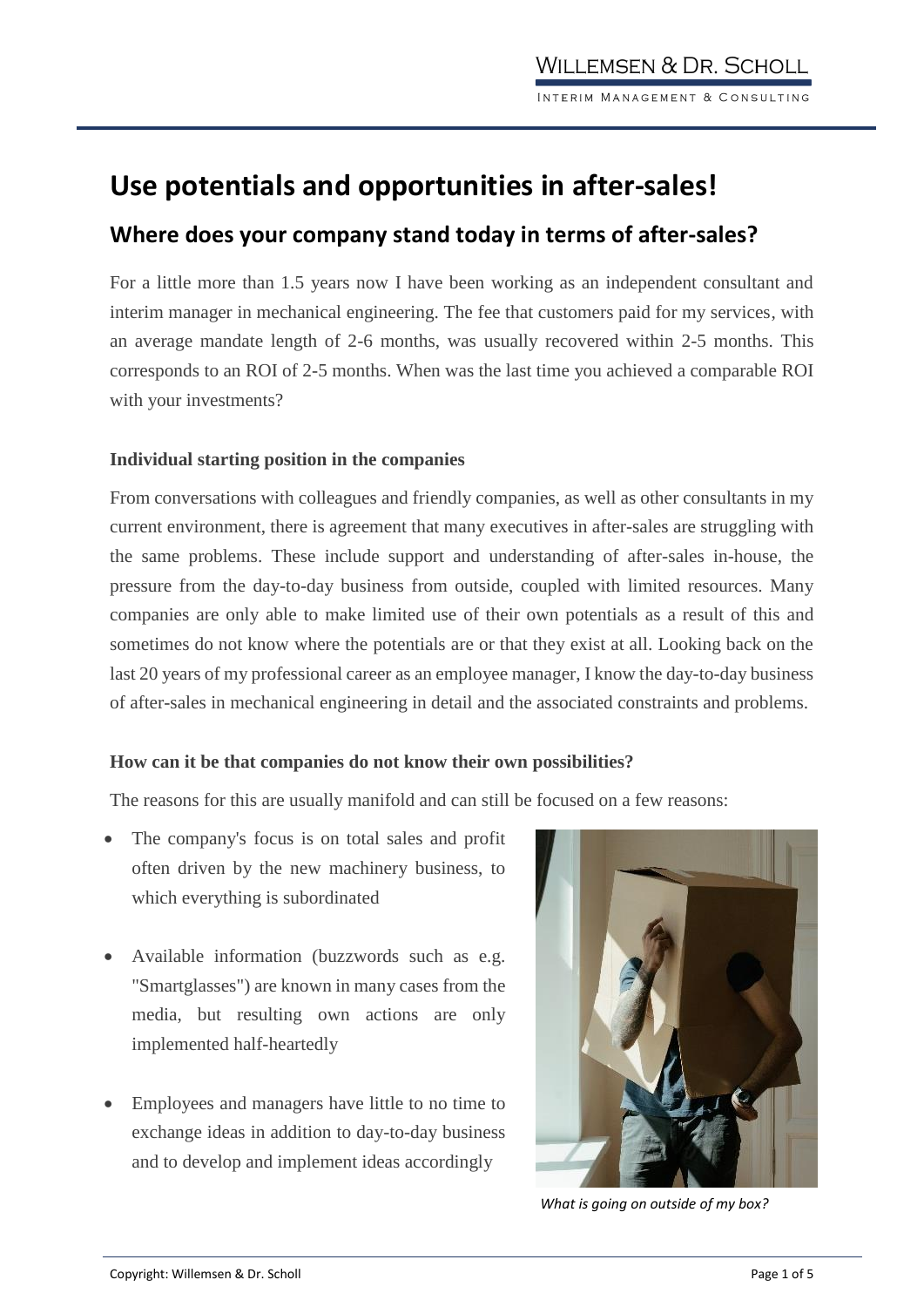# Use potentials and opportunities in after-sales!

## Where does your company stand today in terms of after-sales?

For a little more than 1.5 years now I have been working as an independent consultant and interim manager in mechanical engineering. The fee that customers paid for my services, with an average mandate length of 2-6 months, was usually recovered within 2-5 months. This corresponds to an ROI of 2-5 months. When was the last time you achieved a comparable ROI with your investments?

### Individual starting position in the companies

From conversations with colleagues and friendly companies, as well as other consultants in my current environment, there is agreement that many executives in after-sales are struggling with the same problems. These include support and understanding of after-sales in-house, the pressure from the day-to-day business from outside, coupled with limited resources. Many companies are only able to make limited use of their own potentials as a result of this and sometimes do not know where the potentials are or that they exist at all. Looking back on the last 20 years of my professional career as an employee manager, I know the day-to-day business of after-sales in mechanical engineering in detail and the associated constraints and problems.

### How can it be that companies do not know their own possibilities?

The reasons for this are usually manifold and can still be focused on a few reasons:

- The company's focus is on total sales and profit often driven by the new machinery business, to which everything is subordinated
- Available information (buzzwords such as e.g. "Smartglasses") are known in many cases from the media, but resulting own actions are only implemented half-heartedly
- Employees and managers have little to no time to exchange ideas in addition to day-to-day business and to develop and implement ideas accordingly

*What is going on outside of my box?*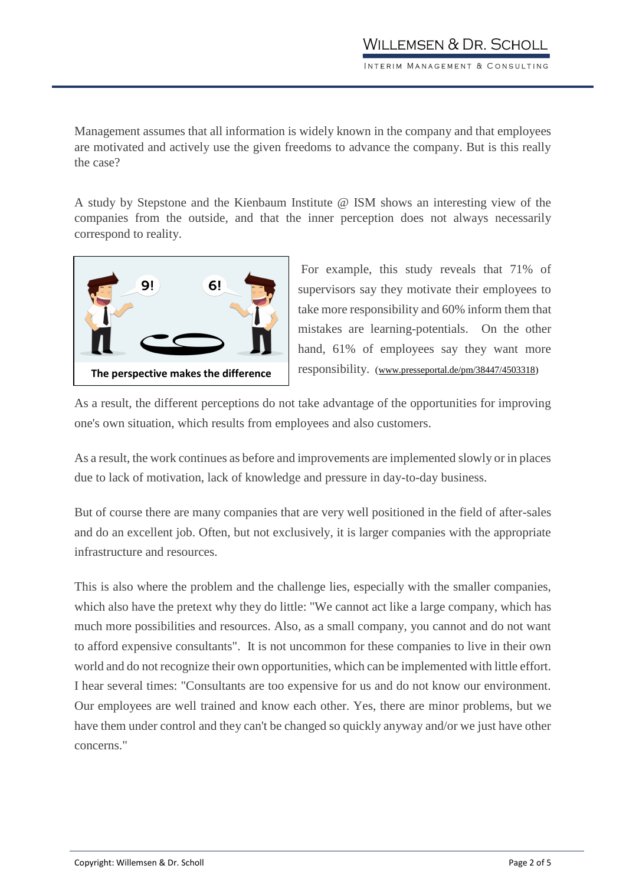Management assumes that all information is widely known in the company and that employees are motivated and actively use the given freedoms to advance the company. But is this really the case?

A study by Stepstone and the Kienbaum Institute @ ISM shows an interesting view of the companies from the outside, and that the inner perception does not always necessarily correspond to reality.

The perspective makes the difference

For example, this study reveals that 71% of supervisors say they motivate their employees to take more responsibility and 60% inform them that mistakes are learning-potentials. On the other hand, 61% of employees say they want more responsibility. (www.presseportal.de/pm/38447/4503318)

As a result, the different perceptions do not take advantage of the opportunities for improving one's own situation, which results from employees and also customers.

As a result, the work continues as before and improvements are implemented slowly or in places due to lack of motivation, lack of knowledge and pressure in day-to-day business.

But of course there are many companies that are very well positioned in the field of after-sales and do an excellent job. Often, but not exclusively, it is larger companies with the appropriate infrastructure and resources.

This is also where the problem and the challenge lies, especially with the smaller companies, which also have the pretext why they do little: "We cannot act like a large company, which has much more possibilities and resources. Also, as a small company, you cannot and do not want to afford expensive consultants". It is not uncommon for these companies to live in their own world and do not recognize their own opportunities, which can be implemented with little effort. I hear several times: "Consultants are too expensive for us and do not know our environment. Our employees are well trained and know each other. Yes, there are minor problems, but we have them under control and they can't be changed so quickly anyway and/or we just have other concerns."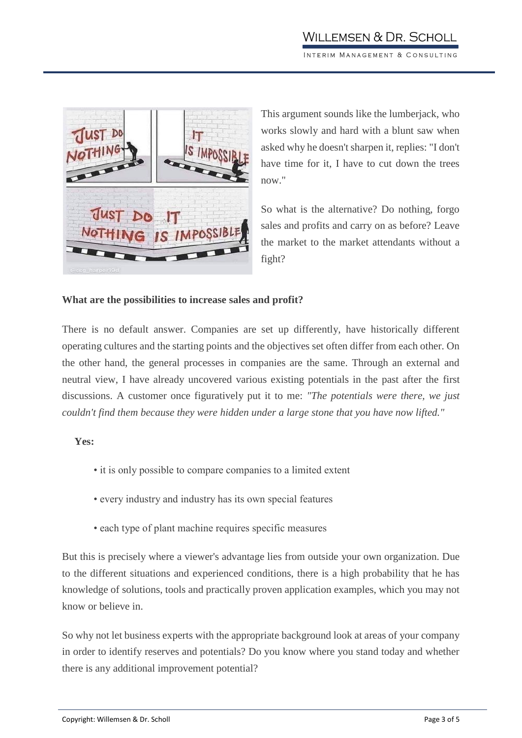This argument sounds like the lumberjack, who works slowly and hard with a blunt saw when asked why he doesn't sharpen it, replies: "I don't have time for it, I have to cut down the trees now."

So what is the alternative? Do nothing, forgo sales and profits and carry on as before? Leave the market to the market attendants without a fight?

**What are the possibilities to increase sales and profit?**

There is no default answer. Companies are set up differently, have historically different operating cultures and the starting points and the objectives set often differ from each other. On the other hand, the general processes in companies are the same. Through an external and neutral view, I have already uncovered various existing potentials in the past after the first discussions. A customer once figuratively put it to me: *"The potentials were there, we just couldn't find them because they were hidden under a large stone that you have now lifted."*

**Yes:**

- it is only possible to compare companies to a limited extent
- every industry and industry has its own special features
- each type of plant machine requires specific measures

But this is precisely where a viewer's advantage lies from outside your own organization. Due to the different situations and experienced conditions, there is a high probability that he has knowledge of solutions, tools and practically proven application examples, which you may not know or believe in.

So why not let business experts with the appropriate background look at areas of your company in order to identify reserves and potentials? Do you know where you stand today and whether there is any additional improvement potential?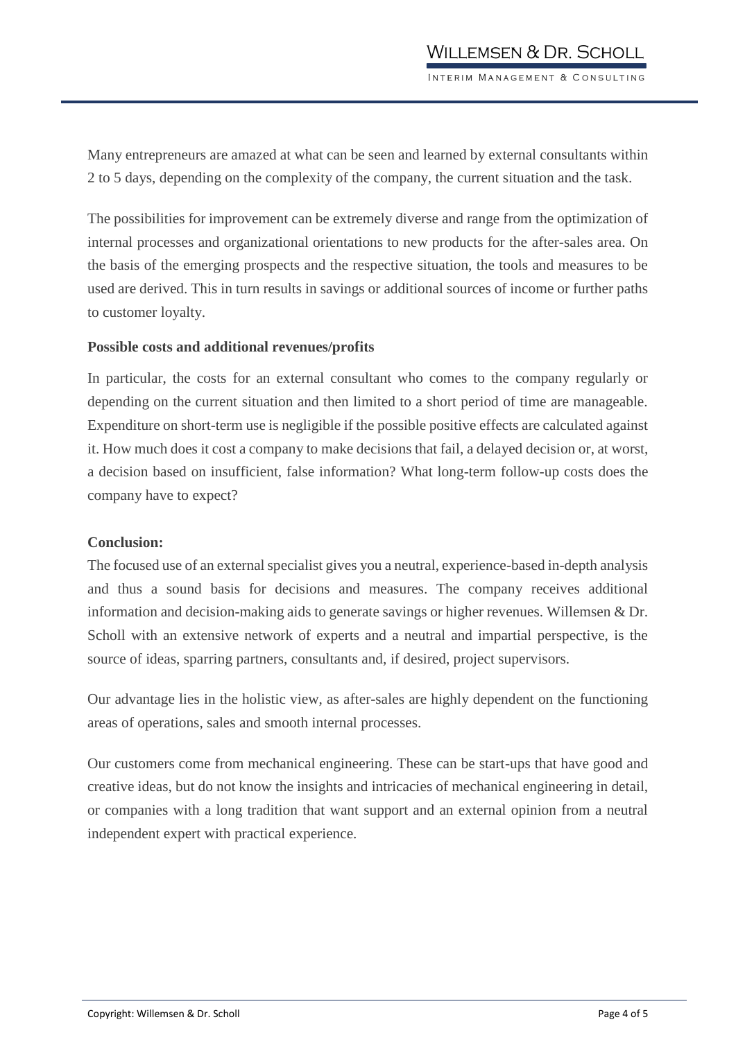Many entrepreneurs are amazed at what can be seen and learned by external consultants within 2 to 5 days, depending on the complexity of the company, the current situation and the task.

The possibilities for improvement can be extremely diverse and range from the optimization of internal processes and organizational orientations to new products for the after-sales area. On the basis of the emerging prospects and the respective situation, the tools and measures to be used are derived. This in turn results in savings or additional sources of income or further paths to customer loyalty.

**Possible costs and additional revenues/profits**

In particular, the costs for an external consultant who comes to the company regularly or depending on the current situation and then limited to a short period of time are manageable. Expenditure on short-term use is negligible if the possible positive effects are calculated against it. How much does it cost a company to make decisions that fail, a delayed decision or, at worst, a decision based on insufficient, false information? What long-term follow-up costs does the company have to expect?

**Conclusion:**

The focused use of an external specialist gives you a neutral, experience-based in-depth analysis and thus a sound basis for decisions and measures. The company receives additional information and decision-making aids to generate savings or higher revenues. Willemsen & Dr. Scholl with an extensive network of experts and a neutral and impartial perspective, is the source of ideas, sparring partners, consultants and, if desired, project supervisors.

Our advantage lies in the holistic view, as after-sales are highly dependent on the functioning areas of operations, sales and smooth internal processes.

Our customers come from mechanical engineering. These can be start-ups that have good and creative ideas, but do not know the insights and intricacies of mechanical engineering in detail, or companies with a long tradition that want support and an external opinion from a neutral independent expert with practical experience.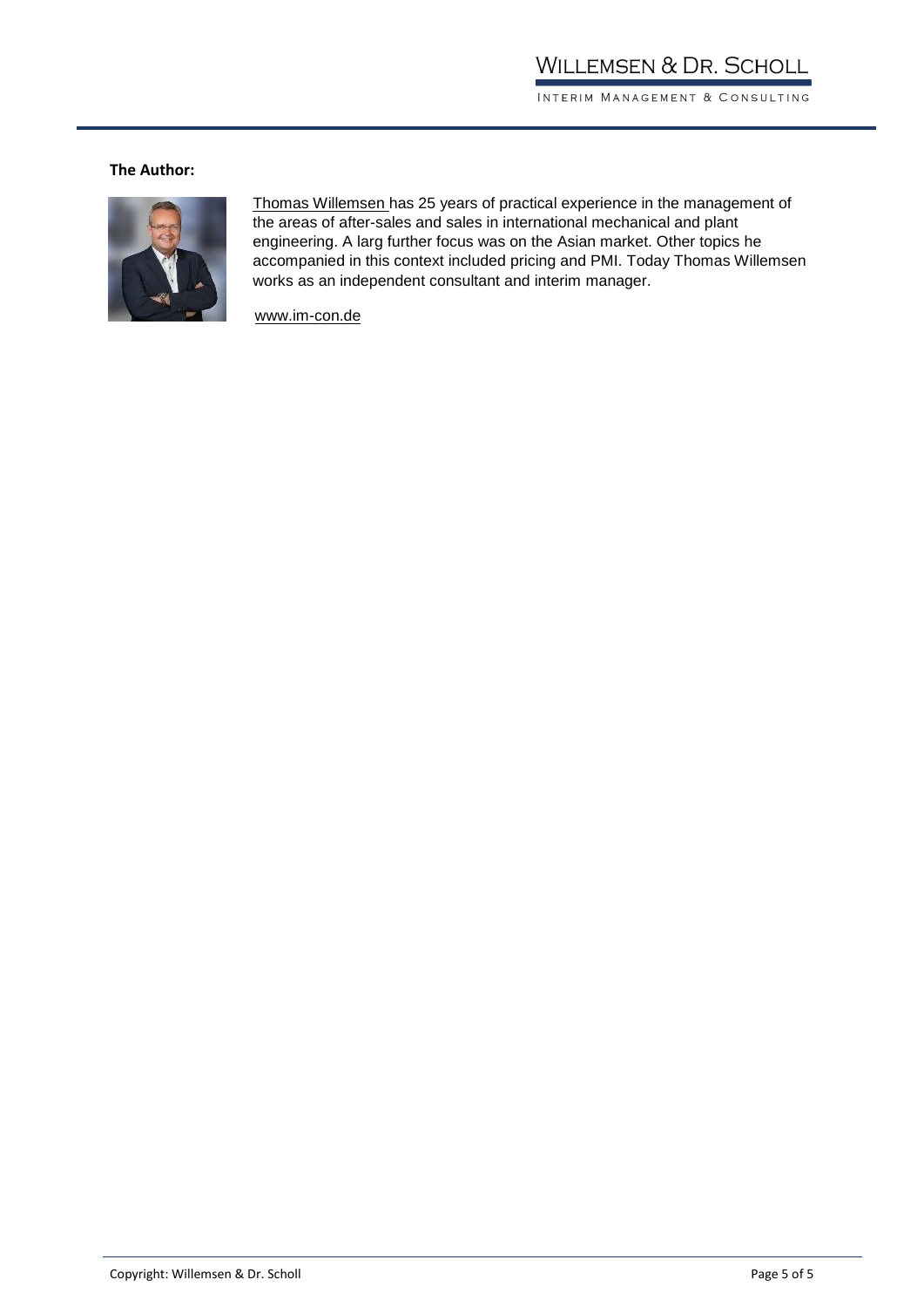**The Author:**

Thomas Willemsen has 25 years of practical experience in the management of the areas of after-sales and sales in international mechanical and plant engineering. A larg further focus was on the Asian market. Other topics he accompanied in this context included pricing and PMI. Today Thomas Willemsen works as an independent consultant and interim manager.

www.im-con.de